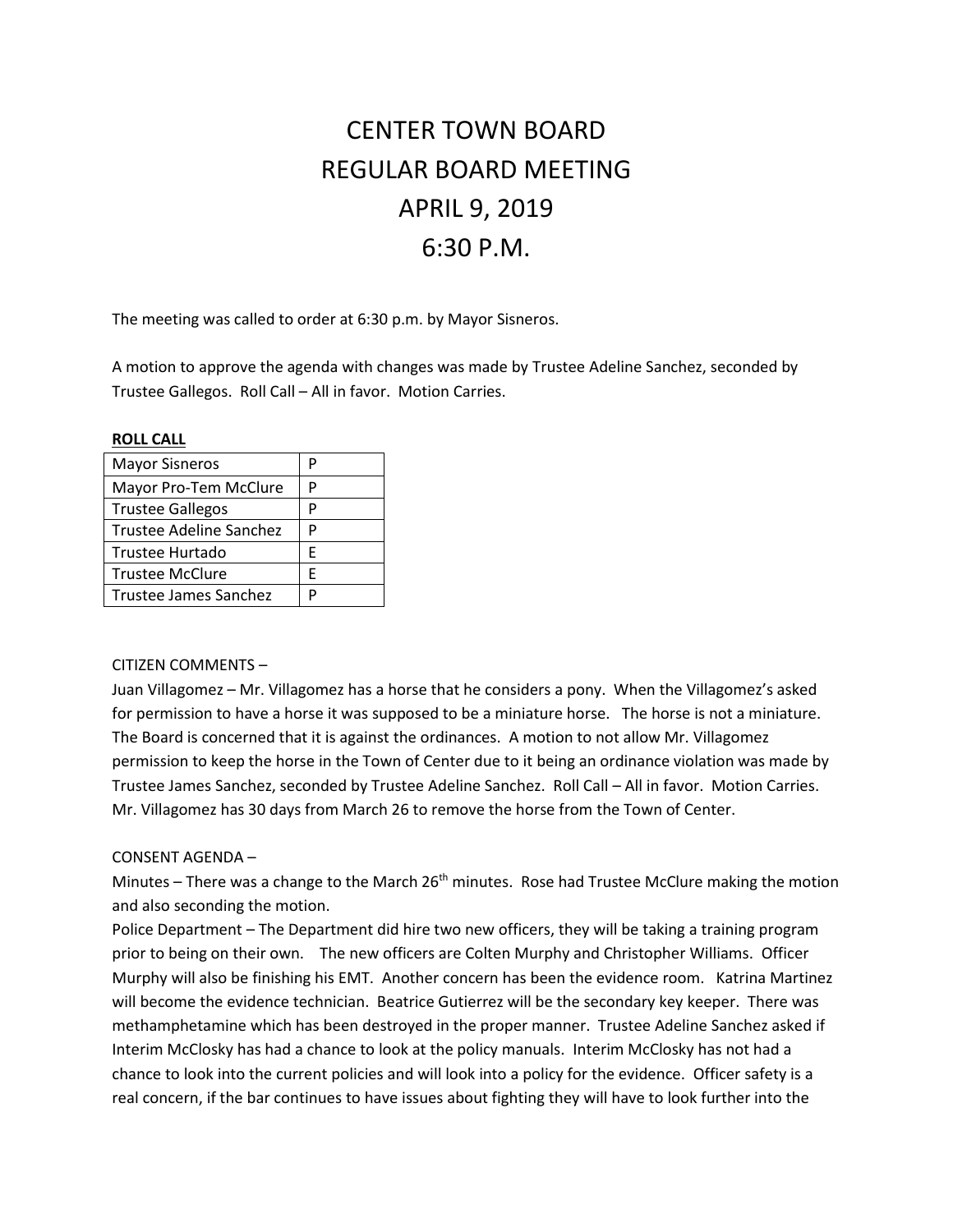# CENTER TOWN BOARD
# REGULAR BOARD MEETING
# APRIL 9, 2019
# 6:30 P.M.

The meeting was called to order at 6:30 p.m. by Mayor Sisneros.

A motion to approve the agenda with changes was made by Trustee Adeline Sanchez, seconded by Trustee Gallegos. Roll Call – All in favor. Motion Carries.

**ROLL CALL**

| | |
|---|---|
| Mayor Sisneros | P |
| Mayor Pro-Tem McClure | P |
| Trustee Gallegos | P |
| Trustee Adeline Sanchez | P |
| Trustee Hurtado | E |
| Trustee McClure | E |
| Trustee James Sanchez | P |

CITIZEN COMMENTS –

Juan Villagomez – Mr. Villagomez has a horse that he considers a pony. When the Villagomez's asked for permission to have a horse it was supposed to be a miniature horse. The horse is not a miniature. The Board is concerned that it is against the ordinances. A motion to not allow Mr. Villagomez permission to keep the horse in the Town of Center due to it being an ordinance violation was made by Trustee James Sanchez, seconded by Trustee Adeline Sanchez. Roll Call – All in favor. Motion Carries. Mr. Villagomez has 30 days from March 26 to remove the horse from the Town of Center.

CONSENT AGENDA –

Minutes – There was a change to the March 26th minutes. Rose had Trustee McClure making the motion and also seconding the motion.

Police Department – The Department did hire two new officers, they will be taking a training program prior to being on their own. The new officers are Colten Murphy and Christopher Williams. Officer Murphy will also be finishing his EMT. Another concern has been the evidence room. Katrina Martinez will become the evidence technician. Beatrice Gutierrez will be the secondary key keeper. There was methamphetamine which has been destroyed in the proper manner. Trustee Adeline Sanchez asked if Interim McClosky has had a chance to look at the policy manuals. Interim McClosky has not had a chance to look into the current policies and will look into a policy for the evidence. Officer safety is a real concern, if the bar continues to have issues about fighting they will have to look further into the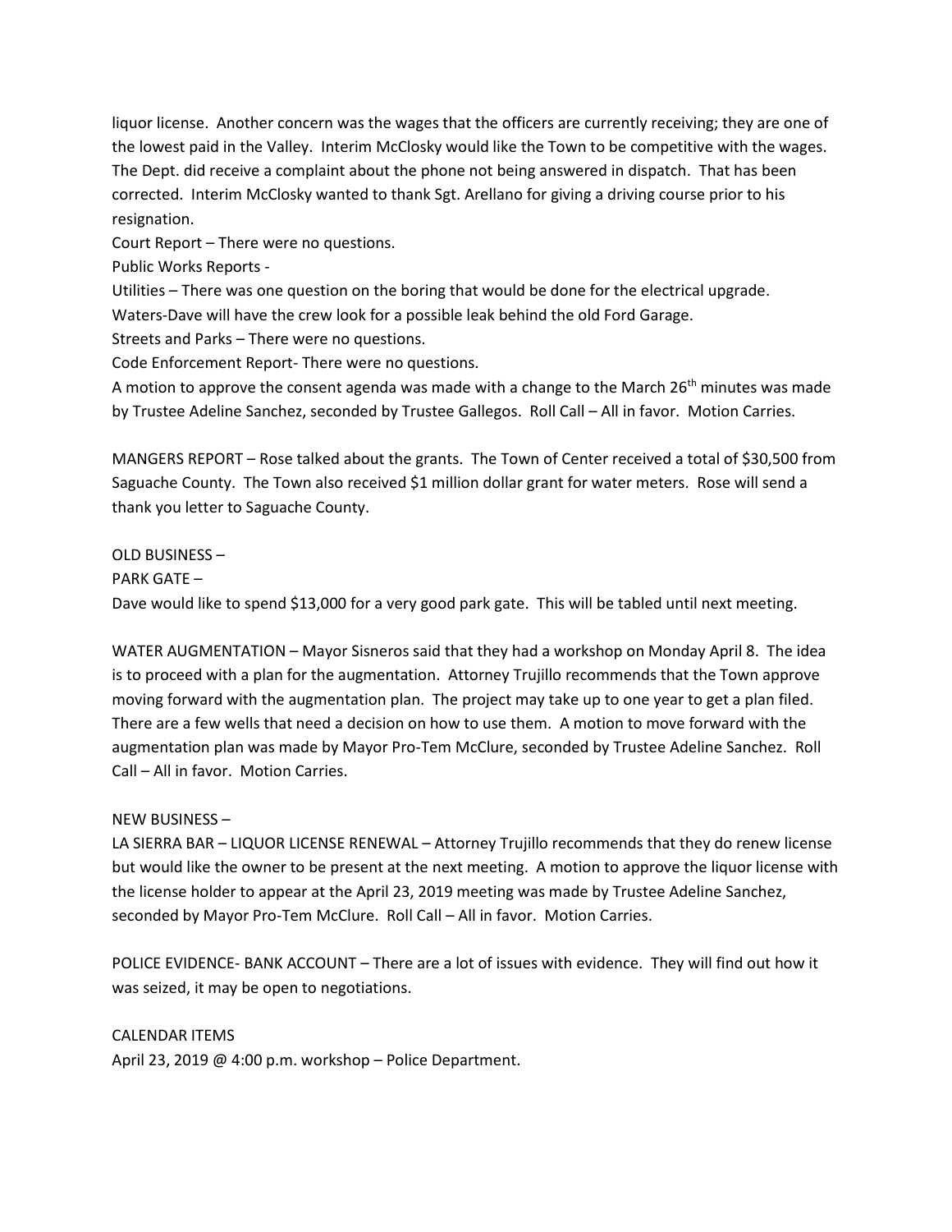liquor license. Another concern was the wages that the officers are currently receiving; they are one of the lowest paid in the Valley. Interim McClosky would like the Town to be competitive with the wages. The Dept. did receive a complaint about the phone not being answered in dispatch. That has been corrected. Interim McClosky wanted to thank Sgt. Arellano for giving a driving course prior to his resignation.

Court Report – There were no questions.

Public Works Reports -

Utilities – There was one question on the boring that would be done for the electrical upgrade.

Waters-Dave will have the crew look for a possible leak behind the old Ford Garage.

Streets and Parks – There were no questions.

Code Enforcement Report- There were no questions.

A motion to approve the consent agenda was made with a change to the March 26th minutes was made by Trustee Adeline Sanchez, seconded by Trustee Gallegos. Roll Call – All in favor. Motion Carries.

MANGERS REPORT – Rose talked about the grants. The Town of Center received a total of $30,500 from Saguache County. The Town also received $1 million dollar grant for water meters. Rose will send a thank you letter to Saguache County.

OLD BUSINESS –

PARK GATE –

Dave would like to spend $13,000 for a very good park gate. This will be tabled until next meeting.

WATER AUGMENTATION – Mayor Sisneros said that they had a workshop on Monday April 8. The idea is to proceed with a plan for the augmentation. Attorney Trujillo recommends that the Town approve moving forward with the augmentation plan. The project may take up to one year to get a plan filed. There are a few wells that need a decision on how to use them. A motion to move forward with the augmentation plan was made by Mayor Pro-Tem McClure, seconded by Trustee Adeline Sanchez. Roll Call – All in favor. Motion Carries.

NEW BUSINESS –

LA SIERRA BAR – LIQUOR LICENSE RENEWAL – Attorney Trujillo recommends that they do renew license but would like the owner to be present at the next meeting. A motion to approve the liquor license with the license holder to appear at the April 23, 2019 meeting was made by Trustee Adeline Sanchez, seconded by Mayor Pro-Tem McClure. Roll Call – All in favor. Motion Carries.

POLICE EVIDENCE- BANK ACCOUNT – There are a lot of issues with evidence. They will find out how it was seized, it may be open to negotiations.

CALENDAR ITEMS

April 23, 2019 @ 4:00 p.m. workshop – Police Department.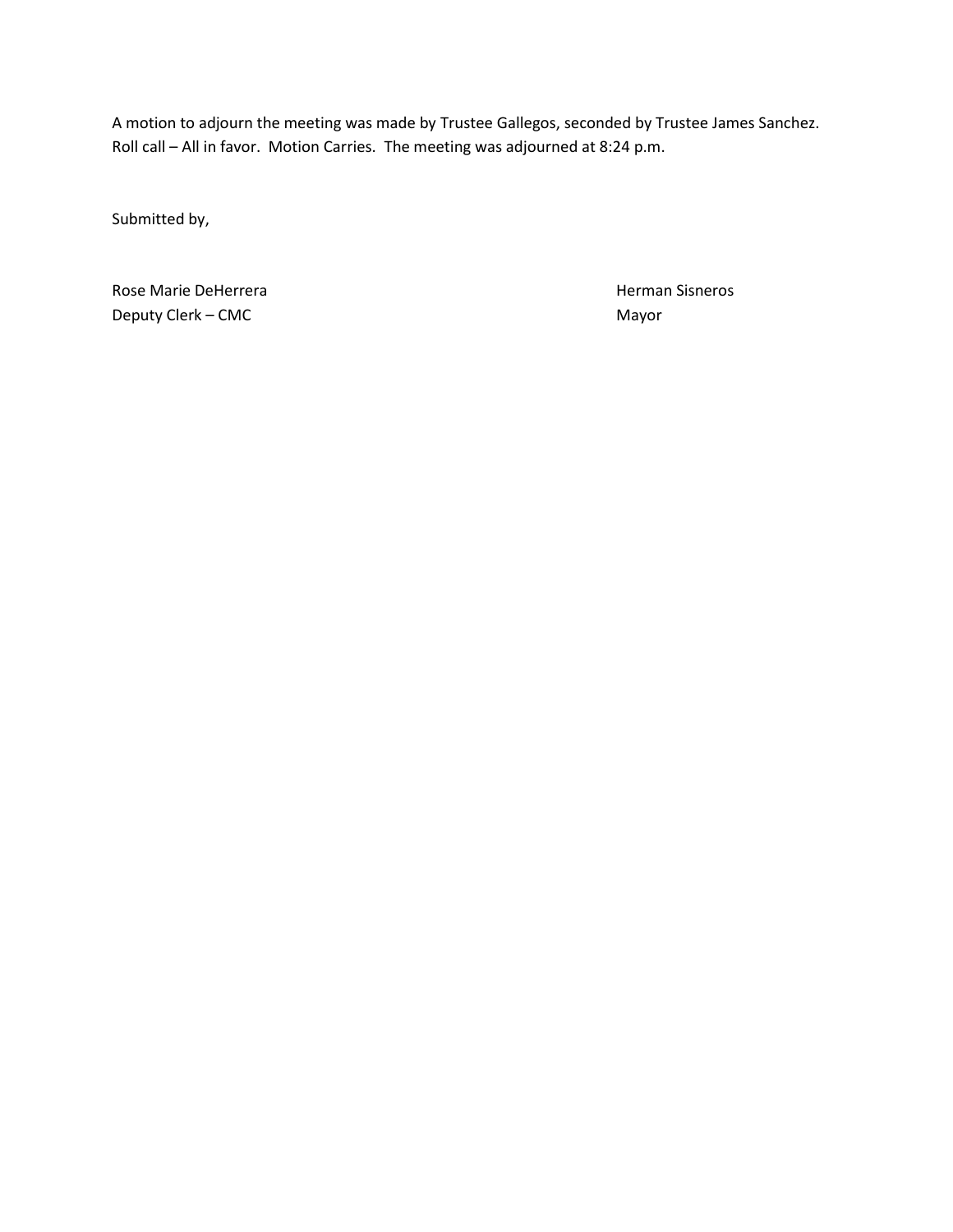A motion to adjourn the meeting was made by Trustee Gallegos, seconded by Trustee James Sanchez. Roll call – All in favor. Motion Carries. The meeting was adjourned at 8:24 p.m.

Submitted by,

| | |
|---|---|
| Rose Marie DeHerrera | Herman Sisneros |
| Deputy Clerk – CMC | Mayor |